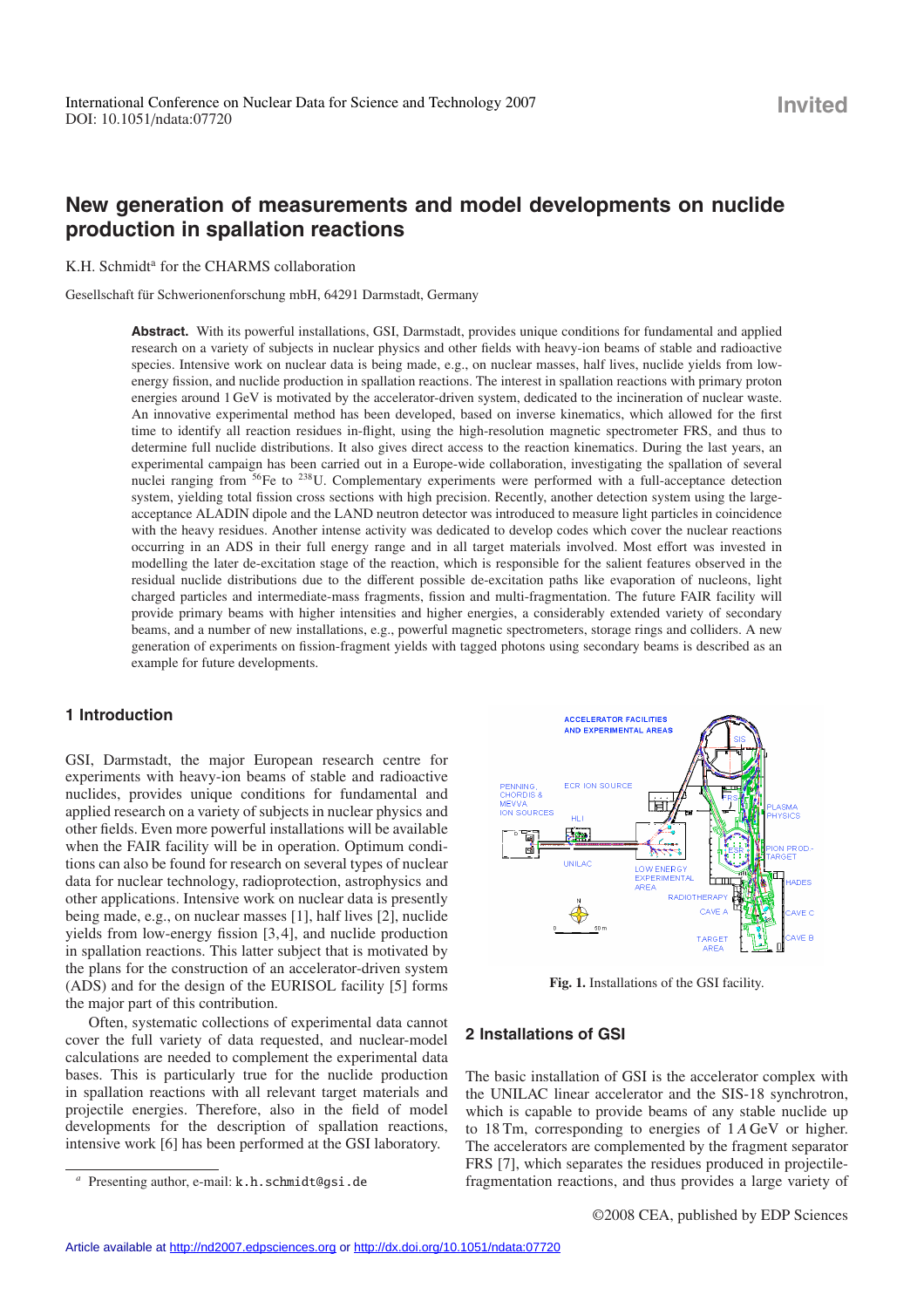International Conference on Nuclear Data for Science and Technology 2007
DOI: 10.1051/ndata:07720

Invited

# New generation of measurements and model developments on nuclide production in spallation reactions

K.H. Schmidt[a] for the CHARMS collaboration

Gesellschaft für Schwerionenforschung mbH, 64291 Darmstadt, Germany

**Abstract.** With its powerful installations, GSI, Darmstadt, provides unique conditions for fundamental and applied research on a variety of subjects in nuclear physics and other fields with heavy-ion beams of stable and radioactive species. Intensive work on nuclear data is being made, e.g., on nuclear masses, half lives, nuclide yields from low-energy fission, and nuclide production in spallation reactions. The interest in spallation reactions with primary proton energies around 1 GeV is motivated by the accelerator-driven system, dedicated to the incineration of nuclear waste. An innovative experimental method has been developed, based on inverse kinematics, which allowed for the first time to identify all reaction residues in-flight, using the high-resolution magnetic spectrometer FRS, and thus to determine full nuclide distributions. It also gives direct access to the reaction kinematics. During the last years, an experimental campaign has been carried out in a Europe-wide collaboration, investigating the spallation of several nuclei ranging from $^{56}$Fe to $^{238}$U. Complementary experiments were performed with a full-acceptance detection system, yielding total fission cross sections with high precision. Recently, another detection system using the large-acceptance ALADIN dipole and the LAND neutron detector was introduced to measure light particles in coincidence with the heavy residues. Another intense activity was dedicated to develop codes which cover the nuclear reactions occurring in an ADS in their full energy range and in all target materials involved. Most effort was invested in modelling the later de-excitation stage of the reaction, which is responsible for the salient features observed in the residual nuclide distributions due to the different possible de-excitation paths like evaporation of nucleons, light charged particles and intermediate-mass fragments, fission and multi-fragmentation. The future FAIR facility will provide primary beams with higher intensities and higher energies, a considerably extended variety of secondary beams, and a number of new installations, e.g., powerful magnetic spectrometers, storage rings and colliders. A new generation of experiments on fission-fragment yields with tagged photons using secondary beams is described as an example for future developments.

## 1 Introduction

GSI, Darmstadt, the major European research centre for experiments with heavy-ion beams of stable and radioactive nuclides, provides unique conditions for fundamental and applied research on a variety of subjects in nuclear physics and other fields. Even more powerful installations will be available when the FAIR facility will be in operation. Optimum conditions can also be found for research on several types of nuclear data for nuclear technology, radioprotection, astrophysics and other applications. Intensive work on nuclear data is presently being made, e.g., on nuclear masses [1], half lives [2], nuclide yields from low-energy fission [3,4], and nuclide production in spallation reactions. This latter subject that is motivated by the plans for the construction of an accelerator-driven system (ADS) and for the design of the EURISOL facility [5] forms the major part of this contribution.

Often, systematic collections of experimental data cannot cover the full variety of data requested, and nuclear-model calculations are needed to complement the experimental data bases. This is particularly true for the nuclide production in spallation reactions with all relevant target materials and projectile energies. Therefore, also in the field of model developments for the description of spallation reactions, intensive work [6] has been performed at the GSI laboratory.

[a] Presenting author, e-mail: k.h.schmidt@gsi.de

**Fig. 1.** Installations of the GSI facility.

## 2 Installations of GSI

The basic installation of GSI is the accelerator complex with the UNILAC linear accelerator and the SIS-18 synchrotron, which is capable to provide beams of any stable nuclide up to 18 Tm, corresponding to energies of 1 $A$ GeV or higher. The accelerators are complemented by the fragment separator FRS [7], which separates the residues produced in projectile-fragmentation reactions, and thus provides a large variety of

©2008 CEA, published by EDP Sciences

Article available at http://nd2007.edpsciences.org or http://dx.doi.org/10.1051/ndata:07720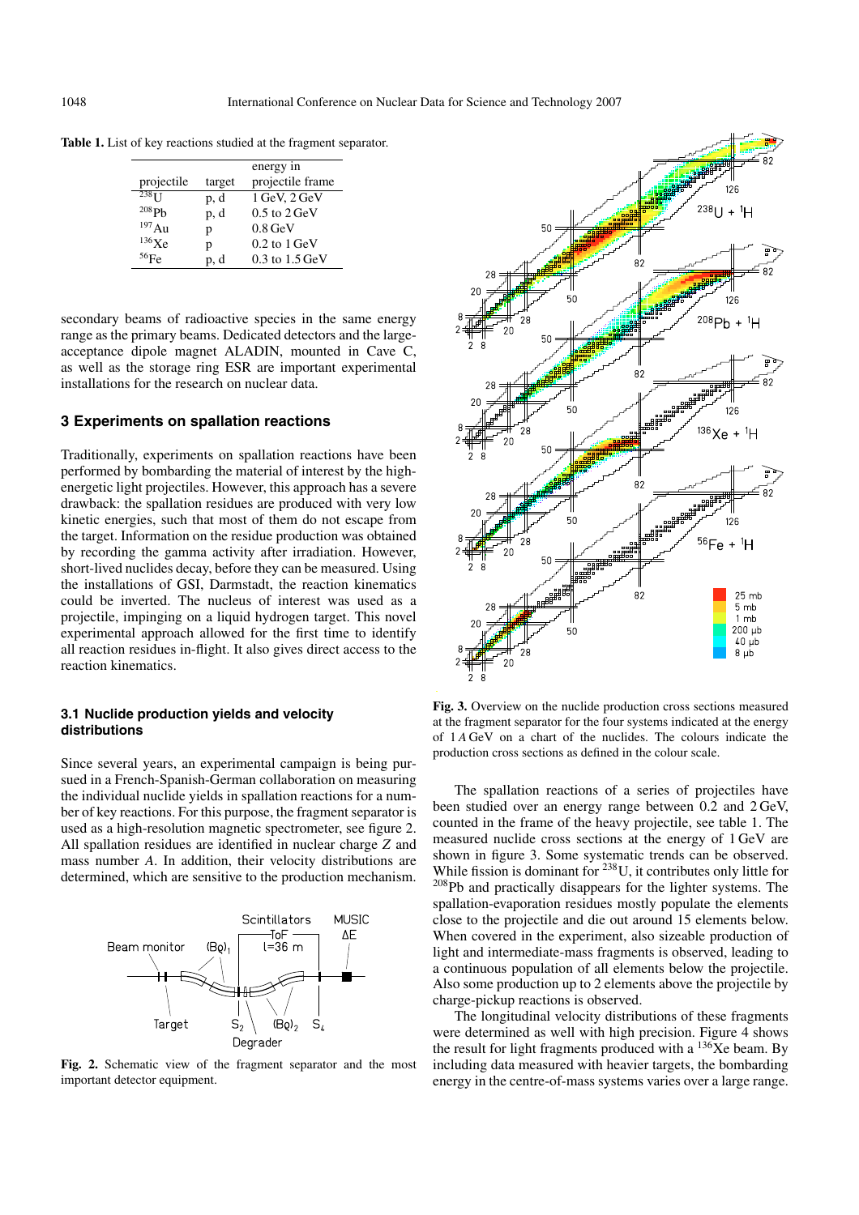**Table 1.** List of key reactions studied at the fragment separator.

| projectile | target | energy in projectile frame |
|---|---|---|
| $^{238}$U | p, d | 1 GeV, 2 GeV |
| $^{208}$Pb | p, d | 0.5 to 2 GeV |
| $^{197}$Au | p | 0.8 GeV |
| $^{136}$Xe | p | 0.2 to 1 GeV |
| $^{56}$Fe | p, d | 0.3 to 1.5 GeV |

secondary beams of radioactive species in the same energy range as the primary beams. Dedicated detectors and the large-acceptance dipole magnet ALADIN, mounted in Cave C, as well as the storage ring ESR are important experimental installations for the research on nuclear data.

## 3 Experiments on spallation reactions

Traditionally, experiments on spallation reactions have been performed by bombarding the material of interest by the high-energetic light projectiles. However, this approach has a severe drawback: the spallation residues are produced with very low kinetic energies, such that most of them do not escape from the target. Information on the residue production was obtained by recording the gamma activity after irradiation. However, short-lived nuclides decay, before they can be measured. Using the installations of GSI, Darmstadt, the reaction kinematics could be inverted. The nucleus of interest was used as a projectile, impinging on a liquid hydrogen target. This novel experimental approach allowed for the first time to identify all reaction residues in-flight. It also gives direct access to the reaction kinematics.

### 3.1 Nuclide production yields and velocity distributions

Since several years, an experimental campaign is being pursued in a French-Spanish-German collaboration on measuring the individual nuclide yields in spallation reactions for a number of key reactions. For this purpose, the fragment separator is used as a high-resolution magnetic spectrometer, see figure 2. All spallation residues are identified in nuclear charge $Z$ and mass number $A$. In addition, their velocity distributions are determined, which are sensitive to the production mechanism.

**Fig. 2.** Schematic view of the fragment separator and the most important detector equipment.

**Fig. 3.** Overview on the nuclide production cross sections measured at the fragment separator for the four systems indicated at the energy of 1 $A$ GeV on a chart of the nuclides. The colours indicate the production cross sections as defined in the colour scale.

The spallation reactions of a series of projectiles have been studied over an energy range between 0.2 and 2 GeV, counted in the frame of the heavy projectile, see table 1. The measured nuclide cross sections at the energy of 1 GeV are shown in figure 3. Some systematic trends can be observed. While fission is dominant for $^{238}$U, it contributes only little for $^{208}$Pb and practically disappears for the lighter systems. The spallation-evaporation residues mostly populate the elements close to the projectile and die out around 15 elements below. When covered in the experiment, also sizeable production of light and intermediate-mass fragments is observed, leading to a continuous population of all elements below the projectile. Also some production up to 2 elements above the projectile by charge-pickup reactions is observed.

The longitudinal velocity distributions of these fragments were determined as well with high precision. Figure 4 shows the result for light fragments produced with a $^{136}$Xe beam. By including data measured with heavier targets, the bombarding energy in the centre-of-mass systems varies over a large range.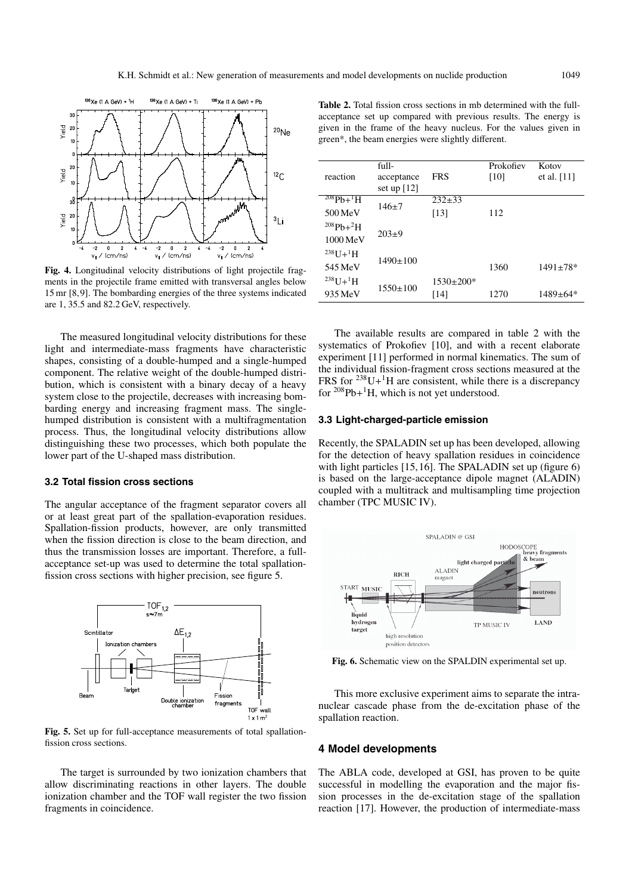Fig. 4. Longitudinal velocity distributions of light projectile fragments in the projectile frame emitted with transversal angles below 15 mr [8,9]. The bombarding energies of the three systems indicated are 1, 35.5 and 82.2 GeV, respectively.

The measured longitudinal velocity distributions for these light and intermediate-mass fragments have characteristic shapes, consisting of a double-humped and a single-humped component. The relative weight of the double-humped distribution, which is consistent with a binary decay of a heavy system close to the projectile, decreases with increasing bombarding energy and increasing fragment mass. The single-humped distribution is consistent with a multifragmentation process. Thus, the longitudinal velocity distributions allow distinguishing these two processes, which both populate the lower part of the U-shaped mass distribution.

### 3.2 Total fission cross sections

The angular acceptance of the fragment separator covers all or at least great part of the spallation-evaporation residues. Spallation-fission products, however, are only transmitted when the fission direction is close to the beam direction, and thus the transmission losses are important. Therefore, a full-acceptance set-up was used to determine the total spallation-fission cross sections with higher precision, see figure 5.

Fig. 5. Set up for full-acceptance measurements of total spallation-fission cross sections.

The target is surrounded by two ionization chambers that allow discriminating reactions in other layers. The double ionization chamber and the TOF wall register the two fission fragments in coincidence.

**Table 2.** Total fission cross sections in mb determined with the full-acceptance set up compared with previous results. The energy is given in the frame of the heavy nucleus. For the values given in green*, the beam energies were slightly different.

| reaction | full-acceptance set up [12] | FRS | Prokofiev [10] | Kotov et al. [11] |
|---|---|---|---|---|
| $^{208}$Pb+$^{1}$H 500 MeV | 146±7 | 232±33 [13] | 112 | |
| $^{208}$Pb+$^{2}$H 1000 MeV | 203±9 | | | |
| $^{238}$U+$^{1}$H 545 MeV | 1490±100 | | 1360 | 1491±78* |
| $^{238}$U+$^{1}$H 935 MeV | 1550±100 | 1530±200* [14] | 1270 | 1489±64* |

The available results are compared in table 2 with the systematics of Prokofiev [10], and with a recent elaborate experiment [11] performed in normal kinematics. The sum of the individual fission-fragment cross sections measured at the FRS for $^{238}$U+$^{1}$H are consistent, while there is a discrepancy for $^{208}$Pb+$^{1}$H, which is not yet understood.

### 3.3 Light-charged-particle emission

Recently, the SPALADIN set up has been developed, allowing for the detection of heavy spallation residues in coincidence with light particles [15,16]. The SPALADIN set up (figure 6) is based on the large-acceptance dipole magnet (ALADIN) coupled with a multitrack and multisampling time projection chamber (TPC MUSIC IV).

Fig. 6. Schematic view on the SPALDIN experimental set up.

This more exclusive experiment aims to separate the intranuclear cascade phase from the de-excitation phase of the spallation reaction.

## 4 Model developments

The ABLA code, developed at GSI, has proven to be quite successful in modelling the evaporation and the major fission processes in the de-excitation stage of the spallation reaction [17]. However, the production of intermediate-mass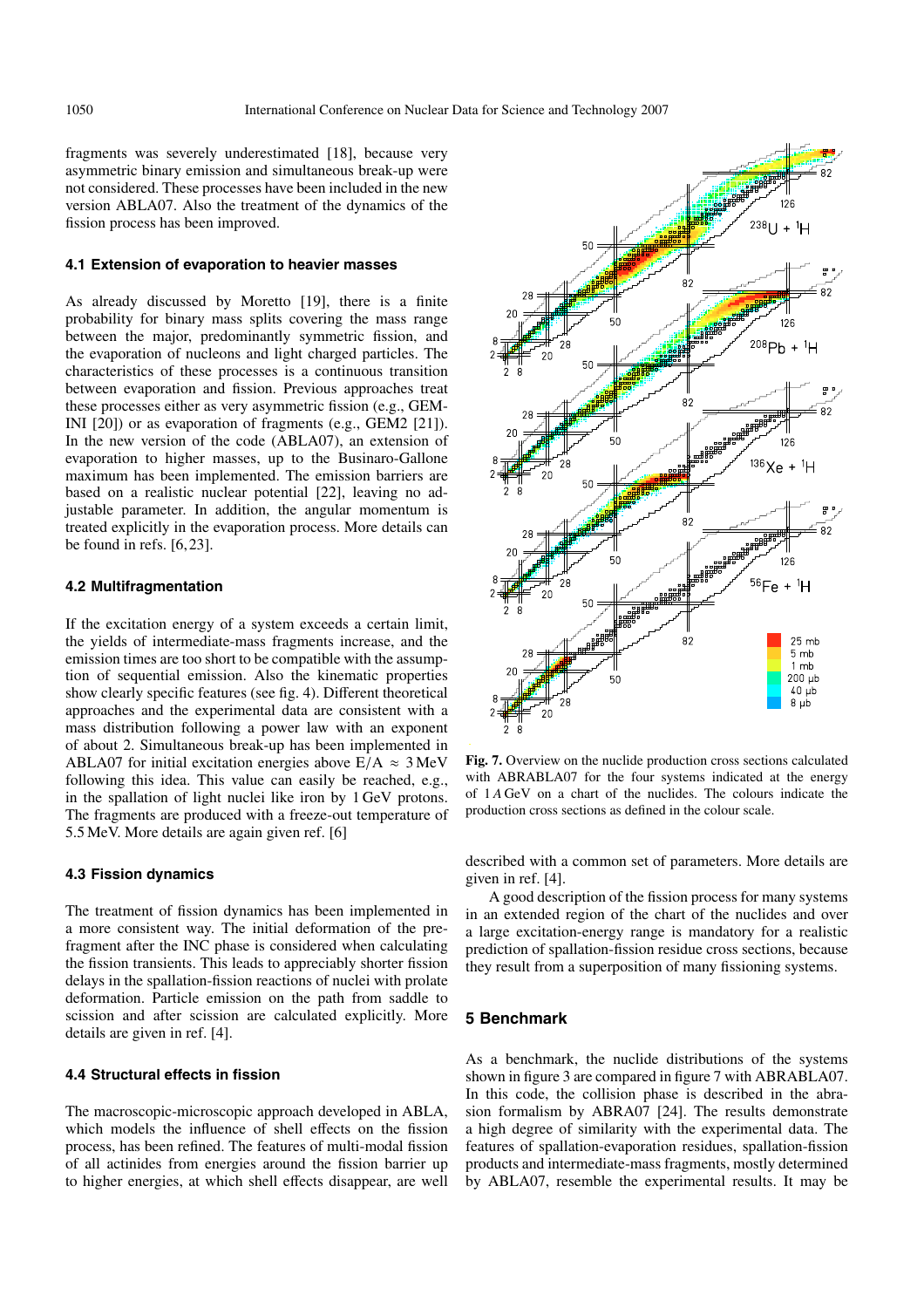fragments was severely underestimated [18], because very asymmetric binary emission and simultaneous break-up were not considered. These processes have been included in the new version ABLA07. Also the treatment of the dynamics of the fission process has been improved.

### 4.1 Extension of evaporation to heavier masses

As already discussed by Moretto [19], there is a finite probability for binary mass splits covering the mass range between the major, predominantly symmetric fission, and the evaporation of nucleons and light charged particles. The characteristics of these processes is a continuous transition between evaporation and fission. Previous approaches treat these processes either as very asymmetric fission (e.g., GEM-INI [20]) or as evaporation of fragments (e.g., GEM2 [21]). In the new version of the code (ABLA07), an extension of evaporation to higher masses, up to the Businaro-Gallone maximum has been implemented. The emission barriers are based on a realistic nuclear potential [22], leaving no adjustable parameter. In addition, the angular momentum is treated explicitly in the evaporation process. More details can be found in refs. [6, 23].

### 4.2 Multifragmentation

If the excitation energy of a system exceeds a certain limit, the yields of intermediate-mass fragments increase, and the emission times are too short to be compatible with the assumption of sequential emission. Also the kinematic properties show clearly specific features (see fig. 4). Different theoretical approaches and the experimental data are consistent with a mass distribution following a power law with an exponent of about 2. Simultaneous break-up has been implemented in ABLA07 for initial excitation energies above $E/A \approx 3$ MeV following this idea. This value can easily be reached, e.g., in the spallation of light nuclei like iron by 1 GeV protons. The fragments are produced with a freeze-out temperature of 5.5 MeV. More details are again given ref. [6]

### 4.3 Fission dynamics

The treatment of fission dynamics has been implemented in a more consistent way. The initial deformation of the prefragment after the INC phase is considered when calculating the fission transients. This leads to appreciably shorter fission delays in the spallation-fission reactions of nuclei with prolate deformation. Particle emission on the path from saddle to scission and after scission are calculated explicitly. More details are given in ref. [4].

### 4.4 Structural effects in fission

The macroscopic-microscopic approach developed in ABLA, which models the influence of shell effects on the fission process, has been refined. The features of multi-modal fission of all actinides from energies around the fission barrier up to higher energies, at which shell effects disappear, are well described with a common set of parameters. More details are given in ref. [4].

A good description of the fission process for many systems in an extended region of the chart of the nuclides and over a large excitation-energy range is mandatory for a realistic prediction of spallation-fission residue cross sections, because they result from a superposition of many fissioning systems.

**Fig. 7.** Overview on the nuclide production cross sections calculated with ABRABLA07 for the four systems indicated at the energy of 1 *A* GeV on a chart of the nuclides. The colours indicate the production cross sections as defined in the colour scale.

## 5 Benchmark

As a benchmark, the nuclide distributions of the systems shown in figure 3 are compared in figure 7 with ABRABLA07. In this code, the collision phase is described in the abrasion formalism by ABRA07 [24]. The results demonstrate a high degree of similarity with the experimental data. The features of spallation-evaporation residues, spallation-fission products and intermediate-mass fragments, mostly determined by ABLA07, resemble the experimental results. It may be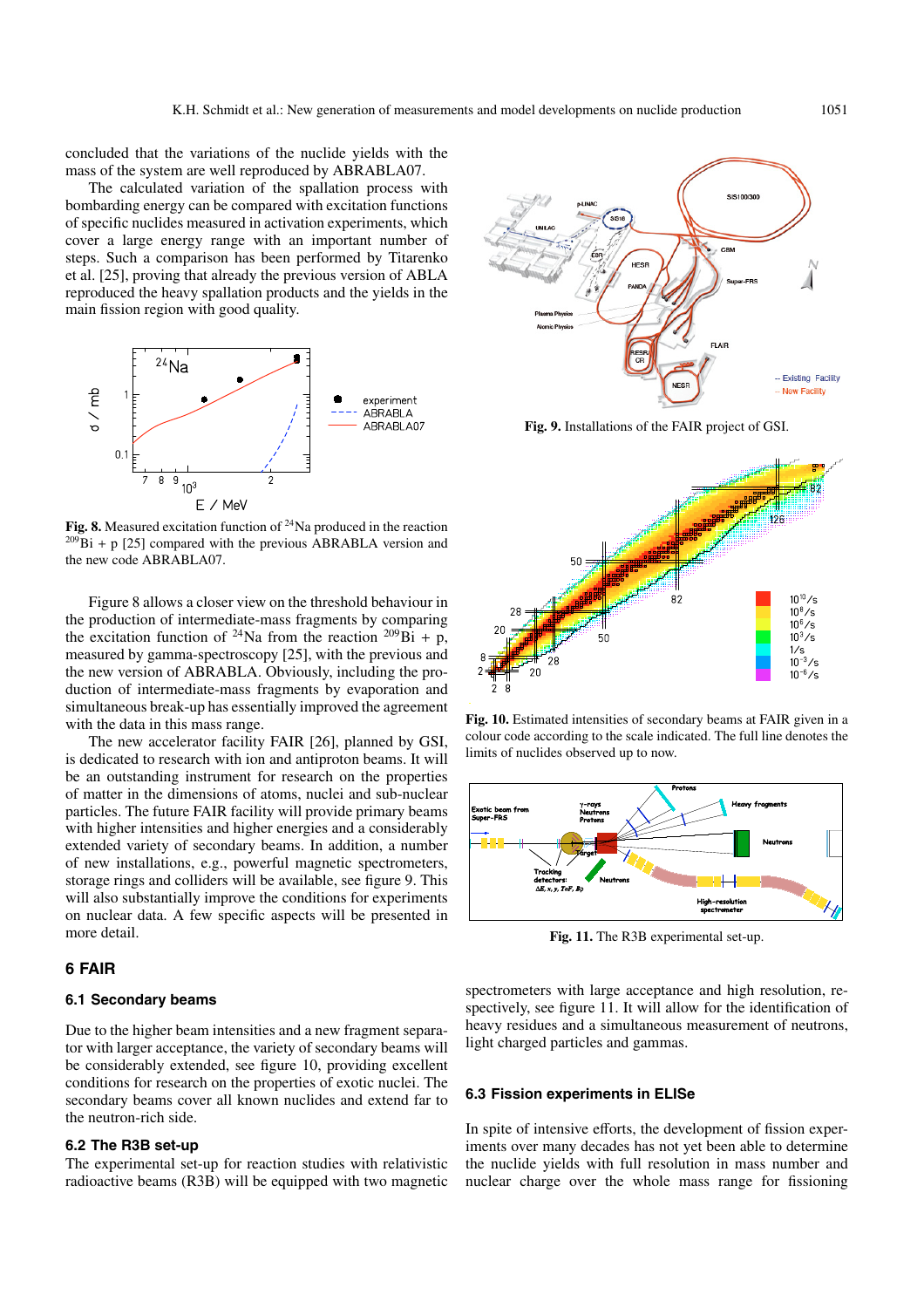concluded that the variations of the nuclide yields with the mass of the system are well reproduced by ABRABLA07.

The calculated variation of the spallation process with bombarding energy can be compared with excitation functions of specific nuclides measured in activation experiments, which cover a large energy range with an important number of steps. Such a comparison has been performed by Titarenko et al. [25], proving that already the previous version of ABLA reproduced the heavy spallation products and the yields in the main fission region with good quality.

**Fig. 8.** Measured excitation function of $^{24}$Na produced in the reaction $^{209}$Bi + p [25] compared with the previous ABRABLA version and the new code ABRABLA07.

Figure 8 allows a closer view on the threshold behaviour in the production of intermediate-mass fragments by comparing the excitation function of $^{24}$Na from the reaction $^{209}$Bi + p, measured by gamma-spectroscopy [25], with the previous and the new version of ABRABLA. Obviously, including the production of intermediate-mass fragments by evaporation and simultaneous break-up has essentially improved the agreement with the data in this mass range.

The new accelerator facility FAIR [26], planned by GSI, is dedicated to research with ion and antiproton beams. It will be an outstanding instrument for research on the properties of matter in the dimensions of atoms, nuclei and sub-nuclear particles. The future FAIR facility will provide primary beams with higher intensities and higher energies and a considerably extended variety of secondary beams. In addition, a number of new installations, e.g., powerful magnetic spectrometers, storage rings and colliders will be available, see figure 9. This will also substantially improve the conditions for experiments on nuclear data. A few specific aspects will be presented in more detail.

**Fig. 9.** Installations of the FAIR project of GSI.

**Fig. 10.** Estimated intensities of secondary beams at FAIR given in a colour code according to the scale indicated. The full line denotes the limits of nuclides observed up to now.

**Fig. 11.** The R3B experimental set-up.

## 6 FAIR

### 6.1 Secondary beams

Due to the higher beam intensities and a new fragment separator with larger acceptance, the variety of secondary beams will be considerably extended, see figure 10, providing excellent conditions for research on the properties of exotic nuclei. The secondary beams cover all known nuclides and extend far to the neutron-rich side.

### 6.2 The R3B set-up

The experimental set-up for reaction studies with relativistic radioactive beams (R3B) will be equipped with two magnetic spectrometers with large acceptance and high resolution, respectively, see figure 11. It will allow for the identification of heavy residues and a simultaneous measurement of neutrons, light charged particles and gammas.

### 6.3 Fission experiments in ELISe

In spite of intensive efforts, the development of fission experiments over many decades has not yet been able to determine the nuclide yields with full resolution in mass number and nuclear charge over the whole mass range for fissioning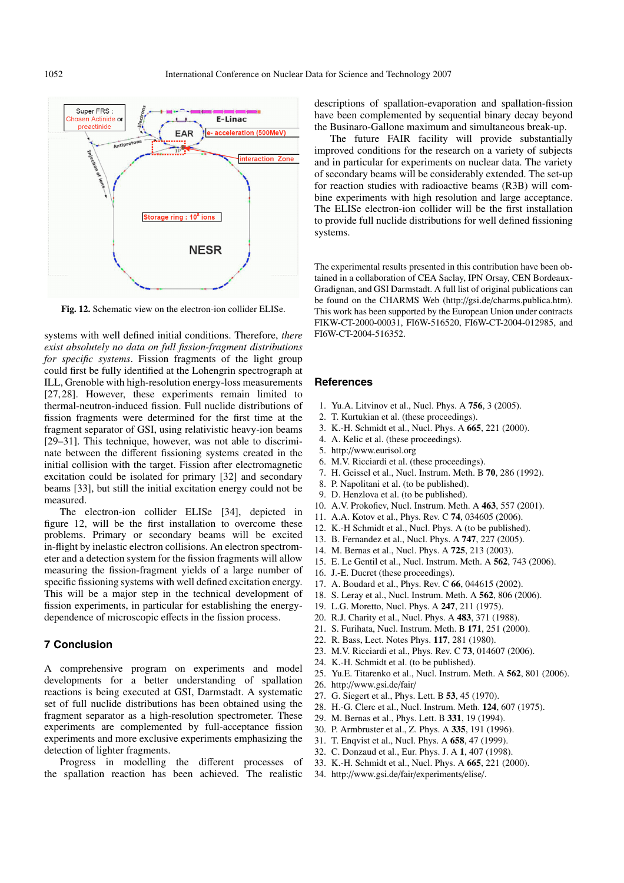Super FRS : Chosen Actinide or preactinide

Electrons

E-Linac

EAR

e- acceleration (500MeV)

Antiprotons

IP

interaction Zone

Injection of ions

Storage ring : $10^8$ ions

NESR

**Fig. 12.** Schematic view on the electron-ion collider ELISe.

systems with well defined initial conditions. Therefore, *there exist absolutely no data on full fission-fragment distributions for specific systems*. Fission fragments of the light group could first be fully identified at the Lohengrin spectrograph at ILL, Grenoble with high-resolution energy-loss measurements [27,28]. However, these experiments remain limited to thermal-neutron-induced fission. Full nuclide distributions of fission fragments were determined for the first time at the fragment separator of GSI, using relativistic heavy-ion beams [29–31]. This technique, however, was not able to discriminate between the different fissioning systems created in the initial collision with the target. Fission after electromagnetic excitation could be isolated for primary [32] and secondary beams [33], but still the initial excitation energy could not be measured.

The electron-ion collider ELISe [34], depicted in figure 12, will be the first installation to overcome these problems. Primary or secondary beams will be excited in-flight by inelastic electron collisions. An electron spectrometer and a detection system for the fission fragments will allow measuring the fission-fragment yields of a large number of specific fissioning systems with well defined excitation energy. This will be a major step in the technical development of fission experiments, in particular for establishing the energy-dependence of microscopic effects in the fission process.

## 7 Conclusion

A comprehensive program on experiments and model developments for a better understanding of spallation reactions is being executed at GSI, Darmstadt. A systematic set of full nuclide distributions has been obtained using the fragment separator as a high-resolution spectrometer. These experiments are complemented by full-acceptance fission experiments and more exclusive experiments emphasizing the detection of lighter fragments.

Progress in modelling the different processes of the spallation reaction has been achieved. The realistic descriptions of spallation-evaporation and spallation-fission have been complemented by sequential binary decay beyond the Businaro-Gallone maximum and simultaneous break-up.

The future FAIR facility will provide substantially improved conditions for the research on a variety of subjects and in particular for experiments on nuclear data. The variety of secondary beams will be considerably extended. The set-up for reaction studies with radioactive beams (R3B) will combine experiments with high resolution and large acceptance. The ELISe electron-ion collider will be the first installation to provide full nuclide distributions for well defined fissioning systems.

The experimental results presented in this contribution have been obtained in a collaboration of CEA Saclay, IPN Orsay, CEN Bordeaux-Gradignan, and GSI Darmstadt. A full list of original publications can be found on the CHARMS Web (http://gsi.de/charms.publica.htm). This work has been supported by the European Union under contracts FIKW-CT-2000-00031, FI6W-516520, FI6W-CT-2004-012985, and FI6W-CT-2004-516352.

## References

1. Yu.A. Litvinov et al., Nucl. Phys. A **756**, 3 (2005).
2. T. Kurtukian et al. (these proceedings).
3. K.-H. Schmidt et al., Nucl. Phys. A **665**, 221 (2000).
4. A. Kelic et al. (these proceedings).
5. http://www.eurisol.org
6. M.V. Ricciardi et al. (these proceedings).
7. H. Geissel et al., Nucl. Instrum. Meth. B **70**, 286 (1992).
8. P. Napolitani et al. (to be published).
9. D. Henzlova et al. (to be published).
10. A.V. Prokofiev, Nucl. Instrum. Meth. A **463**, 557 (2001).
11. A.A. Kotov et al., Phys. Rev. C **74**, 034605 (2006).
12. K.-H Schmidt et al., Nucl. Phys. A (to be published).
13. B. Fernandez et al., Nucl. Phys. A **747**, 227 (2005).
14. M. Bernas et al., Nucl. Phys. A **725**, 213 (2003).
15. E. Le Gentil et al., Nucl. Instrum. Meth. A **562**, 743 (2006).
16. J.-E. Ducret (these proceedings).
17. A. Boudard et al., Phys. Rev. C **66**, 044615 (2002).
18. S. Leray et al., Nucl. Instrum. Meth. A **562**, 806 (2006).
19. L.G. Moretto, Nucl. Phys. A **247**, 211 (1975).
20. R.J. Charity et al., Nucl. Phys. A **483**, 371 (1988).
21. S. Furihata, Nucl. Instrum. Meth. B **171**, 251 (2000).
22. R. Bass, Lect. Notes Phys. **117**, 281 (1980).
23. M.V. Ricciardi et al., Phys. Rev. C **73**, 014607 (2006).
24. K.-H. Schmidt et al. (to be published).
25. Yu.E. Titarenko et al., Nucl. Instrum. Meth. A **562**, 801 (2006).
26. http://www.gsi.de/fair/
27. G. Siegert et al., Phys. Lett. B **53**, 45 (1970).
28. H.-G. Clerc et al., Nucl. Instrum. Meth. **124**, 607 (1975).
29. M. Bernas et al., Phys. Lett. B **331**, 19 (1994).
30. P. Armbruster et al., Z. Phys. A **335**, 191 (1996).
31. T. Enqvist et al., Nucl. Phys. A **658**, 47 (1999).
32. C. Donzaud et al., Eur. Phys. J. A **1**, 407 (1998).
33. K.-H. Schmidt et al., Nucl. Phys. A **665**, 221 (2000).
34. http://www.gsi.de/fair/experiments/elise/.